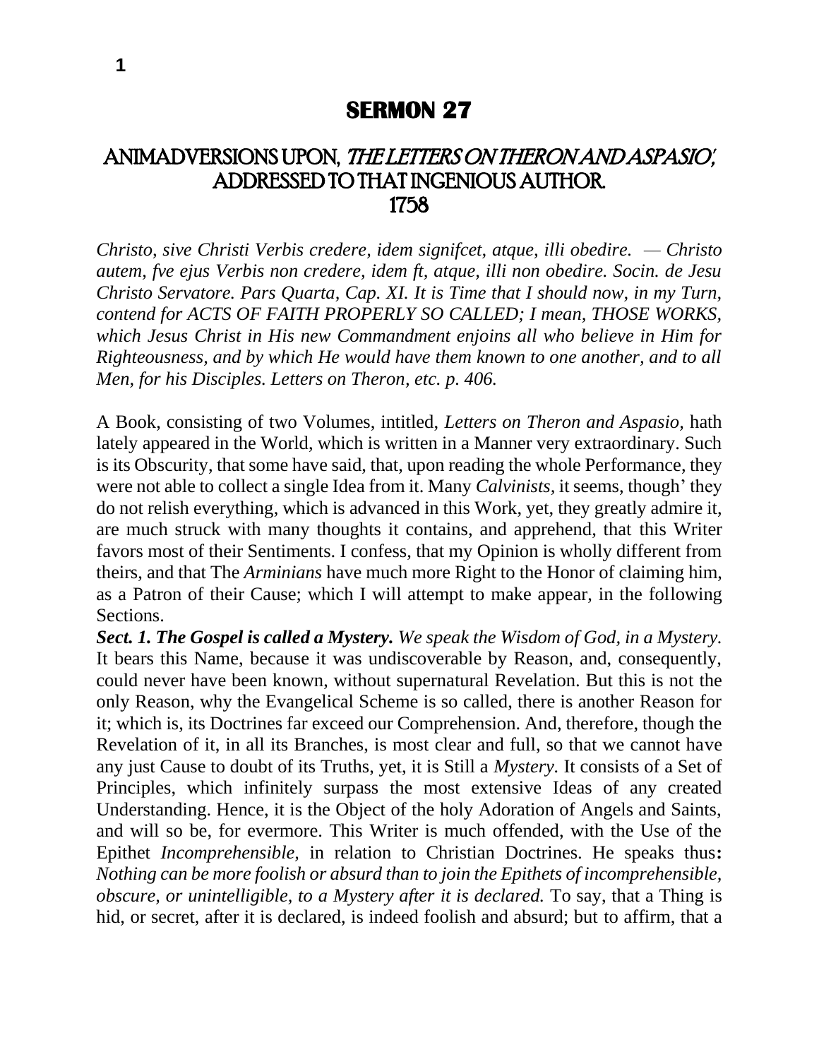# SERMON 27

## ANIMADVERSIONS UPON, *THE LETTERS ON THERON AND ASPASIO*, ADDRESSED TO THAT INGENIOUS AUTHOR. 1758

*Christo, sive Christi Verbis credere, idem signifcet, atque, illi obedire. — Christo autem, fve ejus Verbis non credere, idem ft, atque, illi non obedire. Socin. de Jesu Christo Servatore. Pars Quarta, Cap. XI. It is Time that I should now, in my Turn, contend for ACTS OF FAITH PROPERLY SO CALLED; I mean, THOSE WORKS, which Jesus Christ in His new Commandment enjoins all who believe in Him for Righteousness, and by which He would have them known to one another, and to all Men, for his Disciples. Letters on Theron, etc. p. 406.*

A Book, consisting of two Volumes, intitled, *Letters on Theron and Aspasio,* hath lately appeared in the World, which is written in a Manner very extraordinary. Such is its Obscurity, that some have said, that, upon reading the whole Performance, they were not able to collect a single Idea from it. Many *Calvinists,* it seems, though' they do not relish everything, which is advanced in this Work, yet, they greatly admire it, are much struck with many thoughts it contains, and apprehend, that this Writer favors most of their Sentiments. I confess, that my Opinion is wholly different from theirs, and that The *Arminians* have much more Right to the Honor of claiming him, as a Patron of their Cause; which I will attempt to make appear, in the following Sections.

***Sect. 1. The Gospel is called a Mystery.*** *We speak the Wisdom of God, in a Mystery.* It bears this Name, because it was undiscoverable by Reason, and, consequently, could never have been known, without supernatural Revelation. But this is not the only Reason, why the Evangelical Scheme is so called, there is another Reason for it; which is, its Doctrines far exceed our Comprehension. And, therefore, though the Revelation of it, in all its Branches, is most clear and full, so that we cannot have any just Cause to doubt of its Truths, yet, it is Still a *Mystery.* It consists of a Set of Principles, which infinitely surpass the most extensive Ideas of any created Understanding. Hence, it is the Object of the holy Adoration of Angels and Saints, and will so be, for evermore. This Writer is much offended, with the Use of the Epithet *Incomprehensible,* in relation to Christian Doctrines. He speaks thus**:** *Nothing can be more foolish or absurd than to join the Epithets of incomprehensible, obscure, or unintelligible, to a Mystery after it is declared.* To say, that a Thing is hid, or secret, after it is declared, is indeed foolish and absurd; but to affirm, that a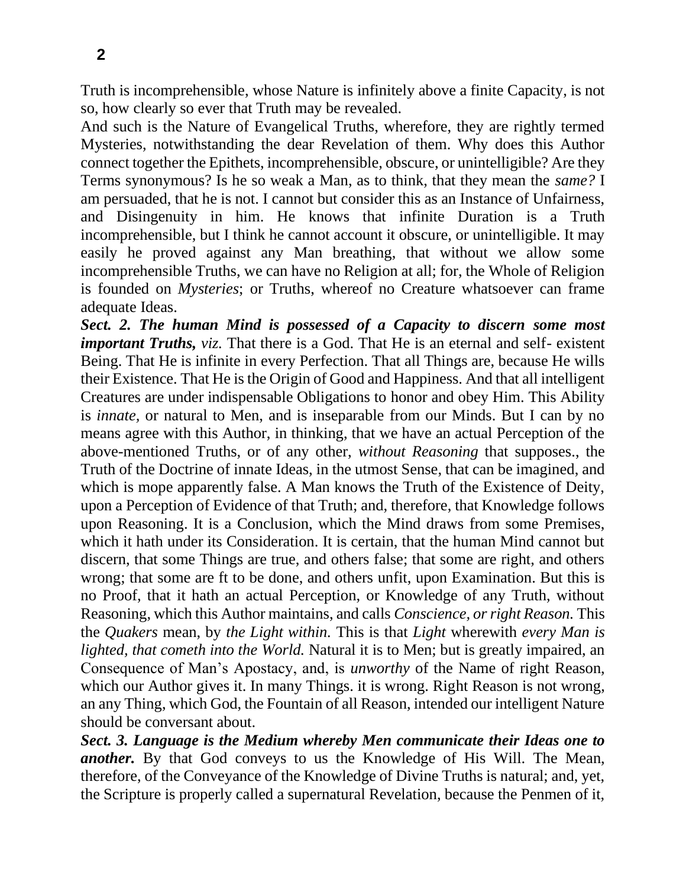Truth is incomprehensible, whose Nature is infinitely above a finite Capacity, is not so, how clearly so ever that Truth may be revealed.

And such is the Nature of Evangelical Truths, wherefore, they are rightly termed Mysteries, notwithstanding the dear Revelation of them. Why does this Author connect together the Epithets, incomprehensible, obscure, or unintelligible? Are they Terms synonymous? Is he so weak a Man, as to think, that they mean the *same?* I am persuaded, that he is not. I cannot but consider this as an Instance of Unfairness, and Disingenuity in him. He knows that infinite Duration is a Truth incomprehensible, but I think he cannot account it obscure, or unintelligible. It may easily he proved against any Man breathing, that without we allow some incomprehensible Truths, we can have no Religion at all; for, the Whole of Religion is founded on *Mysteries*; or Truths, whereof no Creature whatsoever can frame adequate Ideas.

***Sect. 2. The human Mind is possessed of a Capacity to discern some most important Truths,*** *viz.* That there is a God. That He is an eternal and self- existent Being. That He is infinite in every Perfection. That all Things are, because He wills their Existence. That He is the Origin of Good and Happiness. And that all intelligent Creatures are under indispensable Obligations to honor and obey Him. This Ability is *innate*, or natural to Men, and is inseparable from our Minds. But I can by no means agree with this Author, in thinking, that we have an actual Perception of the above-mentioned Truths, or of any other, *without Reasoning* that supposes., the Truth of the Doctrine of innate Ideas, in the utmost Sense, that can be imagined, and which is mope apparently false. A Man knows the Truth of the Existence of Deity, upon a Perception of Evidence of that Truth; and, therefore, that Knowledge follows upon Reasoning. It is a Conclusion, which the Mind draws from some Premises, which it hath under its Consideration. It is certain, that the human Mind cannot but discern, that some Things are true, and others false; that some are right, and others wrong; that some are ft to be done, and others unfit, upon Examination. But this is no Proof, that it hath an actual Perception, or Knowledge of any Truth, without Reasoning, which this Author maintains, and calls *Conscience, or right Reason.* This the *Quakers* mean, by *the Light within.* This is that *Light* wherewith *every Man is lighted, that cometh into the World.* Natural it is to Men; but is greatly impaired, an Consequence of Man's Apostacy, and, is *unworthy* of the Name of right Reason, which our Author gives it. In many Things. it is wrong. Right Reason is not wrong, an any Thing, which God, the Fountain of all Reason, intended our intelligent Nature should be conversant about.

***Sect. 3. Language is the Medium whereby Men communicate their Ideas one to another.*** By that God conveys to us the Knowledge of His Will. The Mean, therefore, of the Conveyance of the Knowledge of Divine Truths is natural; and, yet, the Scripture is properly called a supernatural Revelation, because the Penmen of it,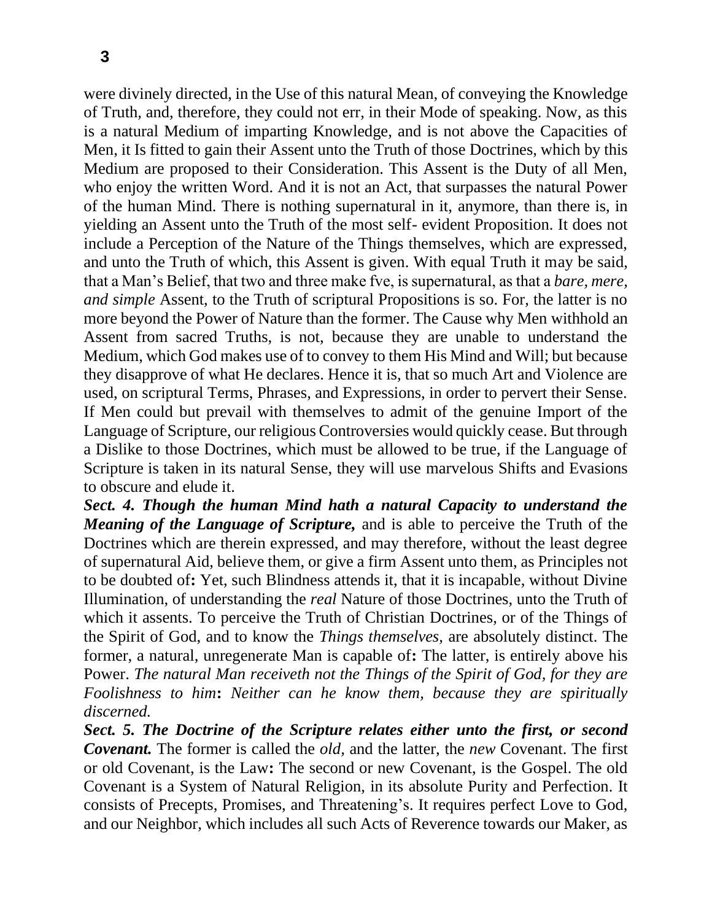were divinely directed, in the Use of this natural Mean, of conveying the Knowledge of Truth, and, therefore, they could not err, in their Mode of speaking. Now, as this is a natural Medium of imparting Knowledge, and is not above the Capacities of Men, it Is fitted to gain their Assent unto the Truth of those Doctrines, which by this Medium are proposed to their Consideration. This Assent is the Duty of all Men, who enjoy the written Word. And it is not an Act, that surpasses the natural Power of the human Mind. There is nothing supernatural in it, anymore, than there is, in yielding an Assent unto the Truth of the most self- evident Proposition. It does not include a Perception of the Nature of the Things themselves, which are expressed, and unto the Truth of which, this Assent is given. With equal Truth it may be said, that a Man's Belief, that two and three make fve, is supernatural, as that a *bare, mere, and simple* Assent, to the Truth of scriptural Propositions is so. For, the latter is no more beyond the Power of Nature than the former. The Cause why Men withhold an Assent from sacred Truths, is not, because they are unable to understand the Medium, which God makes use of to convey to them His Mind and Will; but because they disapprove of what He declares. Hence it is, that so much Art and Violence are used, on scriptural Terms, Phrases, and Expressions, in order to pervert their Sense. If Men could but prevail with themselves to admit of the genuine Import of the Language of Scripture, our religious Controversies would quickly cease. But through a Dislike to those Doctrines, which must be allowed to be true, if the Language of Scripture is taken in its natural Sense, they will use marvelous Shifts and Evasions to obscure and elude it.

***Sect. 4. Though the human Mind hath a natural Capacity to understand the Meaning of the Language of Scripture,*** and is able to perceive the Truth of the Doctrines which are therein expressed, and may therefore, without the least degree of supernatural Aid, believe them, or give a firm Assent unto them, as Principles not to be doubted of**:** Yet, such Blindness attends it, that it is incapable, without Divine Illumination, of understanding the *real* Nature of those Doctrines, unto the Truth of which it assents. To perceive the Truth of Christian Doctrines, or of the Things of the Spirit of God, and to know the *Things themselves,* are absolutely distinct. The former, a natural, unregenerate Man is capable of**:** The latter, is entirely above his Power. *The natural Man receiveth not the Things of the Spirit of God, for they are Foolishness to him***:** *Neither can he know them, because they are spiritually discerned.*

***Sect. 5. The Doctrine of the Scripture relates either unto the first, or second Covenant.*** The former is called the *old,* and the latter, the *new* Covenant. The first or old Covenant, is the Law**:** The second or new Covenant, is the Gospel. The old Covenant is a System of Natural Religion, in its absolute Purity and Perfection. It consists of Precepts, Promises, and Threatening's. It requires perfect Love to God, and our Neighbor, which includes all such Acts of Reverence towards our Maker, as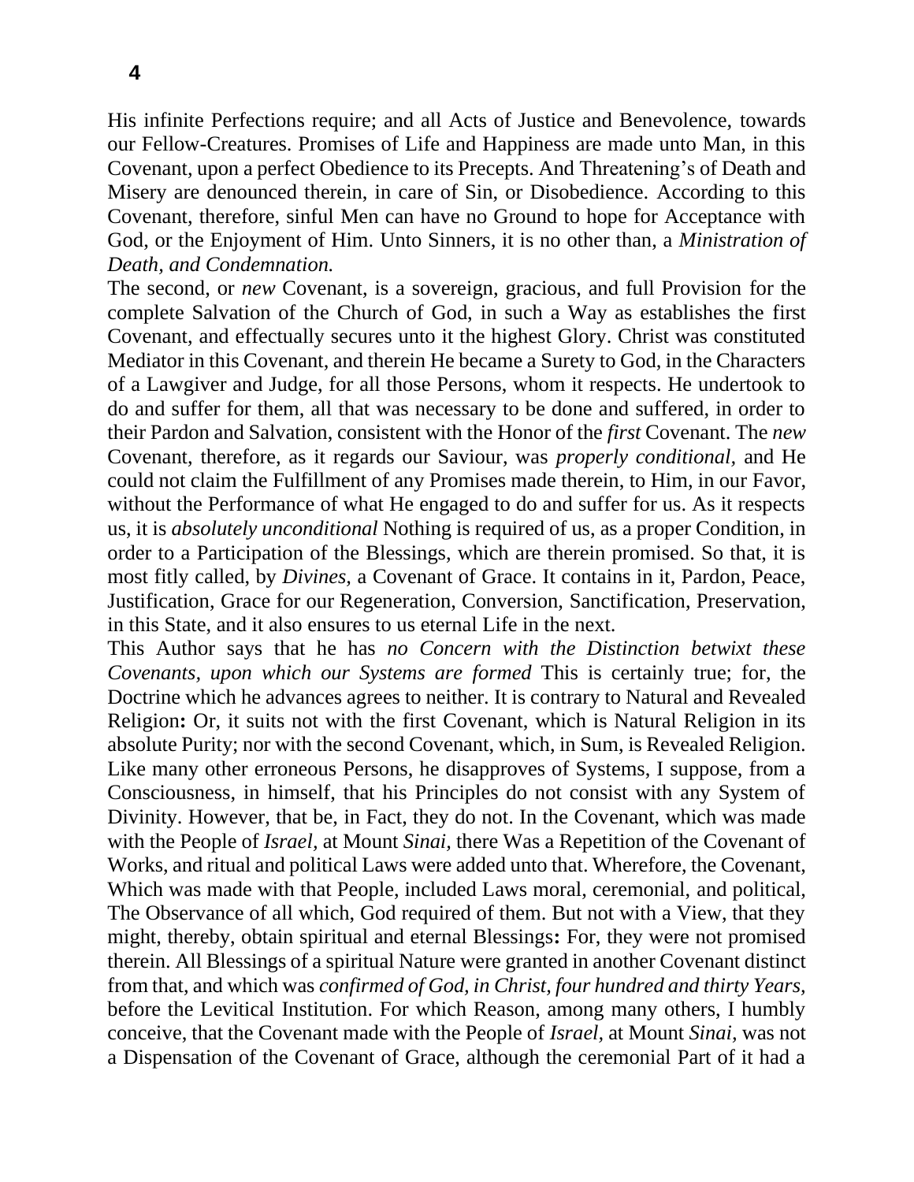His infinite Perfections require; and all Acts of Justice and Benevolence, towards our Fellow-Creatures. Promises of Life and Happiness are made unto Man, in this Covenant, upon a perfect Obedience to its Precepts. And Threatening's of Death and Misery are denounced therein, in care of Sin, or Disobedience. According to this Covenant, therefore, sinful Men can have no Ground to hope for Acceptance with God, or the Enjoyment of Him. Unto Sinners, it is no other than, a *Ministration of Death, and Condemnation.*

The second, or *new* Covenant, is a sovereign, gracious, and full Provision for the complete Salvation of the Church of God, in such a Way as establishes the first Covenant, and effectually secures unto it the highest Glory. Christ was constituted Mediator in this Covenant, and therein He became a Surety to God, in the Characters of a Lawgiver and Judge, for all those Persons, whom it respects. He undertook to do and suffer for them, all that was necessary to be done and suffered, in order to their Pardon and Salvation, consistent with the Honor of the *first* Covenant. The *new* Covenant, therefore, as it regards our Saviour, was *properly conditional,* and He could not claim the Fulfillment of any Promises made therein, to Him, in our Favor, without the Performance of what He engaged to do and suffer for us. As it respects us, it is *absolutely unconditional* Nothing is required of us, as a proper Condition, in order to a Participation of the Blessings, which are therein promised. So that, it is most fitly called, by *Divines,* a Covenant of Grace. It contains in it, Pardon, Peace, Justification, Grace for our Regeneration, Conversion, Sanctification, Preservation, in this State, and it also ensures to us eternal Life in the next.

This Author says that he has *no Concern with the Distinction betwixt these Covenants, upon which our Systems are formed* This is certainly true; for, the Doctrine which he advances agrees to neither. It is contrary to Natural and Revealed Religion**:** Or, it suits not with the first Covenant, which is Natural Religion in its absolute Purity; nor with the second Covenant, which, in Sum, is Revealed Religion. Like many other erroneous Persons, he disapproves of Systems, I suppose, from a Consciousness, in himself, that his Principles do not consist with any System of Divinity. However, that be, in Fact, they do not. In the Covenant, which was made with the People of *Israel,* at Mount *Sinai,* there Was a Repetition of the Covenant of Works, and ritual and political Laws were added unto that. Wherefore, the Covenant, Which was made with that People, included Laws moral, ceremonial, and political, The Observance of all which, God required of them. But not with a View, that they might, thereby, obtain spiritual and eternal Blessings**:** For, they were not promised therein. All Blessings of a spiritual Nature were granted in another Covenant distinct from that, and which was *confirmed of God, in Christ, four hundred and thirty Years,* before the Levitical Institution. For which Reason, among many others, I humbly conceive, that the Covenant made with the People of *Israel,* at Mount *Sinai,* was not a Dispensation of the Covenant of Grace, although the ceremonial Part of it had a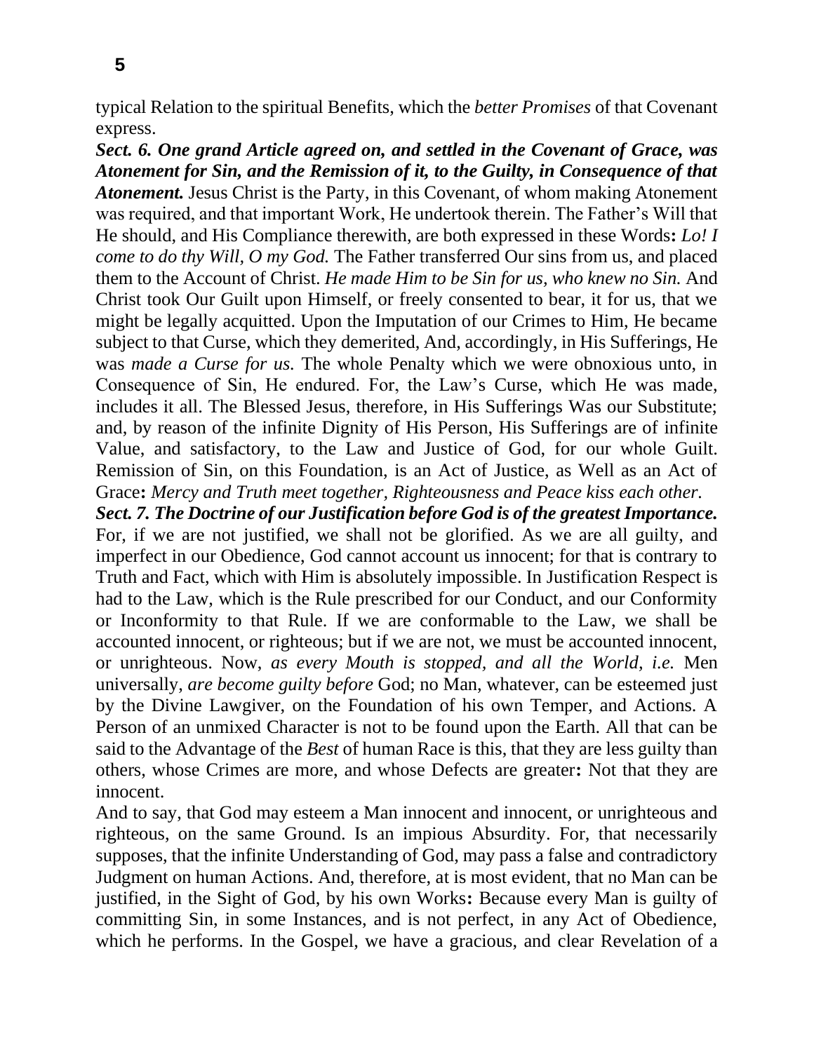typical Relation to the spiritual Benefits, which the *better Promises* of that Covenant express.

***Sect. 6. One grand Article agreed on, and settled in the Covenant of Grace, was Atonement for Sin, and the Remission of it, to the Guilty, in Consequence of that Atonement.*** Jesus Christ is the Party, in this Covenant, of whom making Atonement was required, and that important Work, He undertook therein. The Father's Will that He should, and His Compliance therewith, are both expressed in these Words**:** *Lo! I come to do thy Will, O my God.* The Father transferred Our sins from us, and placed them to the Account of Christ. *He made Him to be Sin for us, who knew no Sin.* And Christ took Our Guilt upon Himself, or freely consented to bear, it for us, that we might be legally acquitted. Upon the Imputation of our Crimes to Him, He became subject to that Curse, which they demerited, And, accordingly, in His Sufferings, He was *made a Curse for us.* The whole Penalty which we were obnoxious unto, in Consequence of Sin, He endured. For, the Law's Curse, which He was made, includes it all. The Blessed Jesus, therefore, in His Sufferings Was our Substitute; and, by reason of the infinite Dignity of His Person, His Sufferings are of infinite Value, and satisfactory, to the Law and Justice of God, for our whole Guilt. Remission of Sin, on this Foundation, is an Act of Justice, as Well as an Act of Grace**:** *Mercy and Truth meet together, Righteousness and Peace kiss each other.*

***Sect. 7. The Doctrine of our Justification before God is of the greatest Importance.*** For, if we are not justified, we shall not be glorified. As we are all guilty, and imperfect in our Obedience, God cannot account us innocent; for that is contrary to Truth and Fact, which with Him is absolutely impossible. In Justification Respect is had to the Law, which is the Rule prescribed for our Conduct, and our Conformity or Inconformity to that Rule. If we are conformable to the Law, we shall be accounted innocent, or righteous; but if we are not, we must be accounted innocent, or unrighteous. Now, *as every Mouth is stopped, and all the World, i.e.* Men universally, *are become guilty before* God; no Man, whatever, can be esteemed just by the Divine Lawgiver, on the Foundation of his own Temper, and Actions. A Person of an unmixed Character is not to be found upon the Earth. All that can be said to the Advantage of the *Best* of human Race is this, that they are less guilty than others, whose Crimes are more, and whose Defects are greater**:** Not that they are innocent.

And to say, that God may esteem a Man innocent and innocent, or unrighteous and righteous, on the same Ground. Is an impious Absurdity. For, that necessarily supposes, that the infinite Understanding of God, may pass a false and contradictory Judgment on human Actions. And, therefore, at is most evident, that no Man can be justified, in the Sight of God, by his own Works**:** Because every Man is guilty of committing Sin, in some Instances, and is not perfect, in any Act of Obedience, which he performs. In the Gospel, we have a gracious, and clear Revelation of a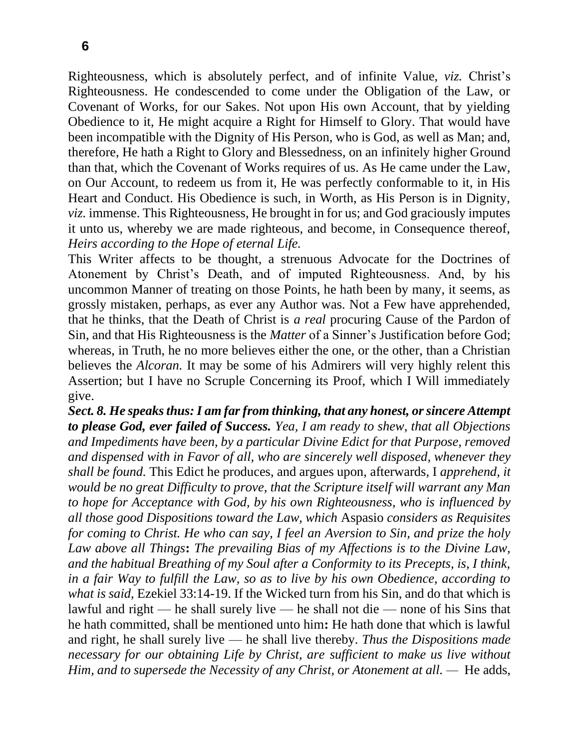Righteousness, which is absolutely perfect, and of infinite Value, *viz.* Christ's Righteousness. He condescended to come under the Obligation of the Law, or Covenant of Works, for our Sakes. Not upon His own Account, that by yielding Obedience to it, He might acquire a Right for Himself to Glory. That would have been incompatible with the Dignity of His Person, who is God, as well as Man; and, therefore, He hath a Right to Glory and Blessedness, on an infinitely higher Ground than that, which the Covenant of Works requires of us. As He came under the Law, on Our Account, to redeem us from it, He was perfectly conformable to it, in His Heart and Conduct. His Obedience is such, in Worth, as His Person is in Dignity, *viz.* immense. This Righteousness, He brought in for us; and God graciously imputes it unto us, whereby we are made righteous, and become, in Consequence thereof, *Heirs according to the Hope of eternal Life.*

This Writer affects to be thought, a strenuous Advocate for the Doctrines of Atonement by Christ's Death, and of imputed Righteousness. And, by his uncommon Manner of treating on those Points, he hath been by many, it seems, as grossly mistaken, perhaps, as ever any Author was. Not a Few have apprehended, that he thinks, that the Death of Christ is *a real* procuring Cause of the Pardon of Sin, and that His Righteousness is the *Matter* of a Sinner's Justification before God; whereas, in Truth, he no more believes either the one, or the other, than a Christian believes the *Alcoran.* It may be some of his Admirers will very highly relent this Assertion; but I have no Scruple Concerning its Proof, which I Will immediately give.

***Sect. 8. He speaks thus: I am far from thinking, that any honest, or sincere Attempt to please God, ever failed of Success.*** *Yea, I am ready to shew, that all Objections and Impediments have been, by a particular Divine Edict for that Purpose, removed and dispensed with in Favor of all, who are sincerely well disposed, whenever they shall be found.* This Edict he produces, and argues upon, afterwards, I *apprehend, it would be no great Difficulty to prove, that the Scripture itself will warrant any Man to hope for Acceptance with God, by his own Righteousness, who is influenced by all those good Dispositions toward the Law, which* Aspasio *considers as Requisites for coming to Christ. He who can say, I feel an Aversion to Sin, and prize the holy Law above all Things***:** *The prevailing Bias of my Affections is to the Divine Law, and the habitual Breathing of my Soul after a Conformity to its Precepts, is, I think, in a fair Way to fulfill the Law, so as to live by his own Obedience, according to what is said,* Ezekiel 33:14-19. If the Wicked turn from his Sin, and do that which is lawful and right — he shall surely live — he shall not die — none of his Sins that he hath committed, shall be mentioned unto him**:** He hath done that which is lawful and right, he shall surely live — he shall live thereby. *Thus the Dispositions made necessary for our obtaining Life by Christ, are sufficient to make us live without Him, and to supersede the Necessity of any Christ, or Atonement at all.* — He adds,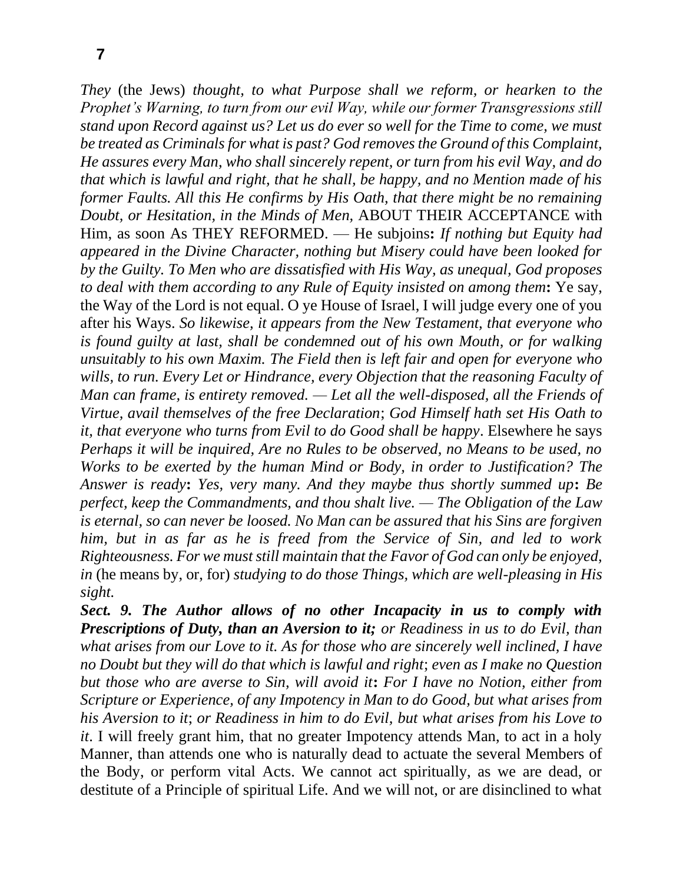*They* (the Jews) *thought, to what Purpose shall we reform, or hearken to the Prophet's Warning, to turn from our evil Way, while our former Transgressions still stand upon Record against us? Let us do ever so well for the Time to come, we must be treated as Criminals for what is past? God removes the Ground of this Complaint, He assures every Man, who shall sincerely repent, or turn from his evil Way, and do that which is lawful and right, that he shall, be happy, and no Mention made of his former Faults. All this He confirms by His Oath, that there might be no remaining Doubt, or Hesitation, in the Minds of Men,* ABOUT THEIR ACCEPTANCE with Him, as soon As THEY REFORMED. — He subjoins**:** *If nothing but Equity had appeared in the Divine Character, nothing but Misery could have been looked for by the Guilty. To Men who are dissatisfied with His Way, as unequal, God proposes to deal with them according to any Rule of Equity insisted on among them***:** Ye say, the Way of the Lord is not equal. O ye House of Israel, I will judge every one of you after his Ways. *So likewise, it appears from the New Testament, that everyone who is found guilty at last, shall be condemned out of his own Mouth, or for walking unsuitably to his own Maxim. The Field then is left fair and open for everyone who wills, to run. Every Let or Hindrance, every Objection that the reasoning Faculty of Man can frame, is entirety removed. — Let all the well-disposed, all the Friends of Virtue, avail themselves of the free Declaration*; *God Himself hath set His Oath to it, that everyone who turns from Evil to do Good shall be happy*. Elsewhere he says *Perhaps it will be inquired, Are no Rules to be observed, no Means to be used, no Works to be exerted by the human Mind or Body, in order to Justification? The Answer is ready***:** *Yes, very many. And they maybe thus shortly summed up***:** *Be perfect, keep the Commandments, and thou shalt live. — The Obligation of the Law is eternal, so can never be loosed. No Man can be assured that his Sins are forgiven him, but in as far as he is freed from the Service of Sin, and led to work Righteousness. For we must still maintain that the Favor of God can only be enjoyed, in* (he means by, or, for) *studying to do those Things, which are well-pleasing in His sight.*

***Sect. 9. The Author allows of no other Incapacity in us to comply with Prescriptions of Duty, than an Aversion to it;*** *or Readiness in us to do Evil, than what arises from our Love to it. As for those who are sincerely well inclined, I have no Doubt but they will do that which is lawful and right*; *even as I make no Question but those who are averse to Sin, will avoid it***:** *For I have no Notion, either from Scripture or Experience, of any Impotency in Man to do Good, but what arises from his Aversion to it*; *or Readiness in him to do Evil, but what arises from his Love to it*. I will freely grant him, that no greater Impotency attends Man, to act in a holy Manner, than attends one who is naturally dead to actuate the several Members of the Body, or perform vital Acts. We cannot act spiritually, as we are dead, or destitute of a Principle of spiritual Life. And we will not, or are disinclined to what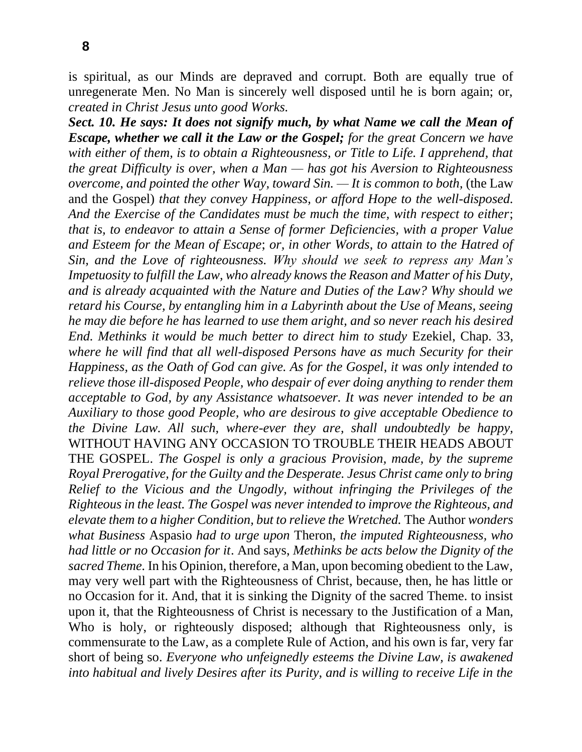is spiritual, as our Minds are depraved and corrupt. Both are equally true of unregenerate Men. No Man is sincerely well disposed until he is born again; or, *created in Christ Jesus unto good Works.*

***Sect. 10. He says: It does not signify much, by what Name we call the Mean of Escape, whether we call it the Law or the Gospel;*** *for the great Concern we have with either of them, is to obtain a Righteousness, or Title to Life. I apprehend, that the great Difficulty is over, when a Man — has got his Aversion to Righteousness overcome, and pointed the other Way, toward Sin. — It is common to both,* (the Law and the Gospel) *that they convey Happiness, or afford Hope to the well-disposed. And the Exercise of the Candidates must be much the time, with respect to either*; *that is, to endeavor to attain a Sense of former Deficiencies, with a proper Value and Esteem for the Mean of Escape*; *or, in other Words, to attain to the Hatred of Sin, and the Love of righteousness. Why should we seek to repress any Man's Impetuosity to fulfill the Law, who already knows the Reason and Matter of his Duty, and is already acquainted with the Nature and Duties of the Law? Why should we retard his Course, by entangling him in a Labyrinth about the Use of Means, seeing he may die before he has learned to use them aright, and so never reach his desired End. Methinks it would be much better to direct him to study* Ezekiel, Chap. 33, *where he will find that all well-disposed Persons have as much Security for their Happiness, as the Oath of God can give. As for the Gospel, it was only intended to relieve those ill-disposed People, who despair of ever doing anything to render them acceptable to God, by any Assistance whatsoever. It was never intended to be an Auxiliary to those good People, who are desirous to give acceptable Obedience to the Divine Law. All such, where-ever they are, shall undoubtedly be happy,* WITHOUT HAVING ANY OCCASION TO TROUBLE THEIR HEADS ABOUT THE GOSPEL. *The Gospel is only a gracious Provision, made, by the supreme Royal Prerogative, for the Guilty and the Desperate. Jesus Christ came only to bring Relief to the Vicious and the Ungodly, without infringing the Privileges of the Righteous in the least. The Gospel was never intended to improve the Righteous, and elevate them to a higher Condition, but to relieve the Wretched.* The Author *wonders what Business* Aspasio *had to urge upon* Theron, *the imputed Righteousness, who had little or no Occasion for it*. And says, *Methinks be acts below the Dignity of the sacred Theme*. In his Opinion, therefore, a Man, upon becoming obedient to the Law, may very well part with the Righteousness of Christ, because, then, he has little or no Occasion for it. And, that it is sinking the Dignity of the sacred Theme. to insist upon it, that the Righteousness of Christ is necessary to the Justification of a Man, Who is holy, or righteously disposed; although that Righteousness only, is commensurate to the Law, as a complete Rule of Action, and his own is far, very far short of being so. *Everyone who unfeignedly esteems the Divine Law, is awakened into habitual and lively Desires after its Purity, and is willing to receive Life in the*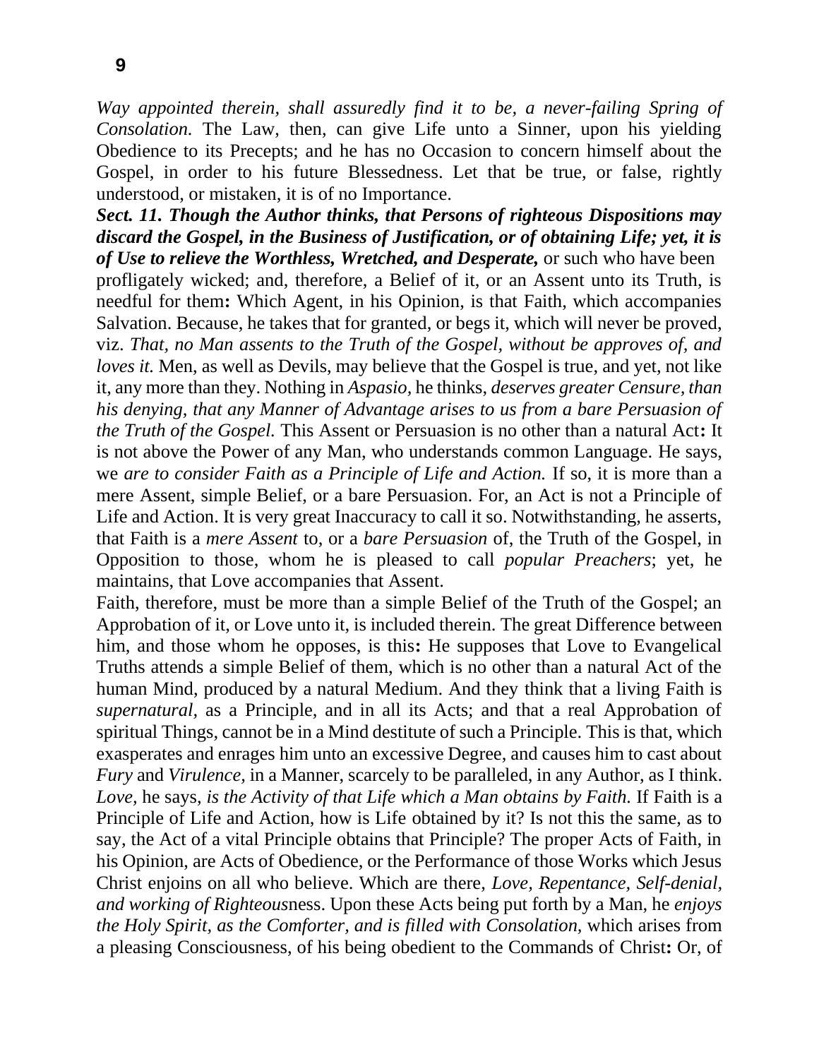*Way appointed therein, shall assuredly find it to be, a never-failing Spring of Consolation.* The Law, then, can give Life unto a Sinner, upon his yielding Obedience to its Precepts; and he has no Occasion to concern himself about the Gospel, in order to his future Blessedness. Let that be true, or false, rightly understood, or mistaken, it is of no Importance.

***Sect. 11. Though the Author thinks, that Persons of righteous Dispositions may discard the Gospel, in the Business of Justification, or of obtaining Life; yet, it is of Use to relieve the Worthless, Wretched, and Desperate,*** or such who have been profligately wicked; and, therefore, a Belief of it, or an Assent unto its Truth, is needful for them**:** Which Agent, in his Opinion, is that Faith, which accompanies Salvation. Because, he takes that for granted, or begs it, which will never be proved, viz. *That, no Man assents to the Truth of the Gospel, without be approves of, and loves it.* Men, as well as Devils, may believe that the Gospel is true, and yet, not like it, any more than they. Nothing in *Aspasio,* he thinks, *deserves greater Censure, than his denying, that any Manner of Advantage arises to us from a bare Persuasion of the Truth of the Gospel.* This Assent or Persuasion is no other than a natural Act**:** It is not above the Power of any Man, who understands common Language. He says, we *are to consider Faith as a Principle of Life and Action.* If so, it is more than a mere Assent, simple Belief, or a bare Persuasion. For, an Act is not a Principle of Life and Action. It is very great Inaccuracy to call it so. Notwithstanding, he asserts, that Faith is a *mere Assent* to, or a *bare Persuasion* of, the Truth of the Gospel, in Opposition to those, whom he is pleased to call *popular Preachers*; yet, he maintains, that Love accompanies that Assent.

Faith, therefore, must be more than a simple Belief of the Truth of the Gospel; an Approbation of it, or Love unto it, is included therein. The great Difference between him, and those whom he opposes, is this**:** He supposes that Love to Evangelical Truths attends a simple Belief of them, which is no other than a natural Act of the human Mind, produced by a natural Medium. And they think that a living Faith is *supernatural,* as a Principle, and in all its Acts; and that a real Approbation of spiritual Things, cannot be in a Mind destitute of such a Principle. This is that, which exasperates and enrages him unto an excessive Degree, and causes him to cast about *Fury* and *Virulence,* in a Manner, scarcely to be paralleled, in any Author, as I think. *Love,* he says, *is the Activity of that Life which a Man obtains by Faith.* If Faith is a Principle of Life and Action, how is Life obtained by it? Is not this the same, as to say, the Act of a vital Principle obtains that Principle? The proper Acts of Faith, in his Opinion, are Acts of Obedience, or the Performance of those Works which Jesus Christ enjoins on all who believe. Which are there, *Love, Repentance, Self-denial, and working of Righteous*ness. Upon these Acts being put forth by a Man, he *enjoys the Holy Spirit, as the Comforter, and is filled with Consolation,* which arises from a pleasing Consciousness, of his being obedient to the Commands of Christ**:** Or, of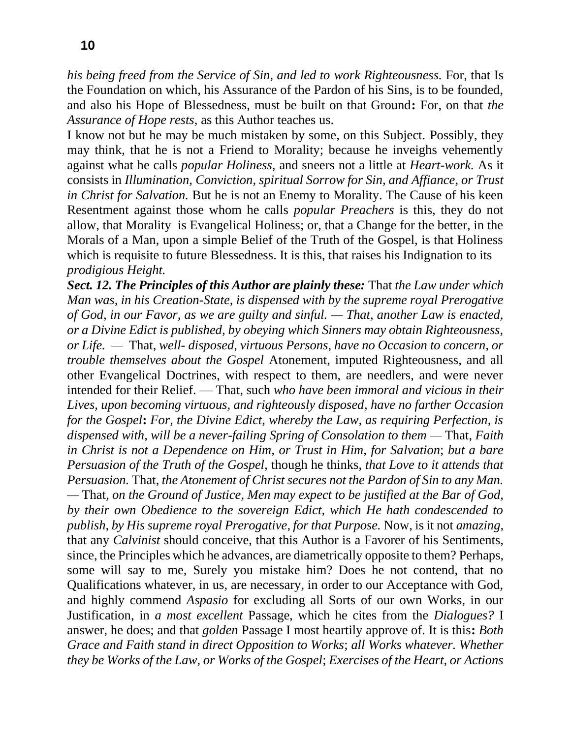*his being freed from the Service of Sin, and led to work Righteousness.* For, that Is the Foundation on which, his Assurance of the Pardon of his Sins, is to be founded, and also his Hope of Blessedness, must be built on that Ground**:** For, on that *the Assurance of Hope rests,* as this Author teaches us.

I know not but he may be much mistaken by some, on this Subject. Possibly, they may think, that he is not a Friend to Morality; because he inveighs vehemently against what he calls *popular Holiness,* and sneers not a little at *Heart-work.* As it consists in *Illumination, Conviction, spiritual Sorrow for Sin, and Affiance, or Trust in Christ for Salvation.* But he is not an Enemy to Morality. The Cause of his keen Resentment against those whom he calls *popular Preachers* is this, they do not allow, that Morality is Evangelical Holiness; or, that a Change for the better, in the Morals of a Man, upon a simple Belief of the Truth of the Gospel, is that Holiness which is requisite to future Blessedness. It is this, that raises his Indignation to its *prodigious Height.*

***Sect. 12. The Principles of this Author are plainly these:*** That *the Law under which Man was, in his Creation-State, is dispensed with by the supreme royal Prerogative of God, in our Favor, as we are guilty and sinful. — That, another Law is enacted, or a Divine Edict is published, by obeying which Sinners may obtain Righteousness, or Life. —* That, *well- disposed, virtuous Persons, have no Occasion to concern, or trouble themselves about the Gospel* Atonement, imputed Righteousness, and all other Evangelical Doctrines, with respect to them, are needlers, and were never intended for their Relief. — That, such *who have been immoral and vicious in their Lives, upon becoming virtuous, and righteously disposed, have no farther Occasion for the Gospel***:** *For, the Divine Edict, whereby the Law, as requiring Perfection, is dispensed with, will be a never-failing Spring of Consolation to them —* That, *Faith in Christ is not a Dependence on Him, or Trust in Him, for Salvation*; *but a bare Persuasion of the Truth of the Gospel,* though he thinks, *that Love to it attends that Persuasion.* That, *the Atonement of Christ secures not the Pardon of Sin to any Man.* — That, *on the Ground of Justice, Men may expect to be justified at the Bar of God, by their own Obedience to the sovereign Edict, which He hath condescended to publish, by His supreme royal Prerogative, for that Purpose.* Now, is it not *amazing,* that any *Calvinist* should conceive, that this Author is a Favorer of his Sentiments, since, the Principles which he advances, are diametrically opposite to them? Perhaps, some will say to me, Surely you mistake him? Does he not contend, that no Qualifications whatever, in us, are necessary, in order to our Acceptance with God, and highly commend *Aspasio* for excluding all Sorts of our own Works, in our Justification, in *a most excellent* Passage, which he cites from the *Dialogues?* I answer, he does; and that *golden* Passage I most heartily approve of. It is this**:** *Both Grace and Faith stand in direct Opposition to Works*; *all Works whatever. Whether they be Works of the Law, or Works of the Gospel*; *Exercises of the Heart, or Actions*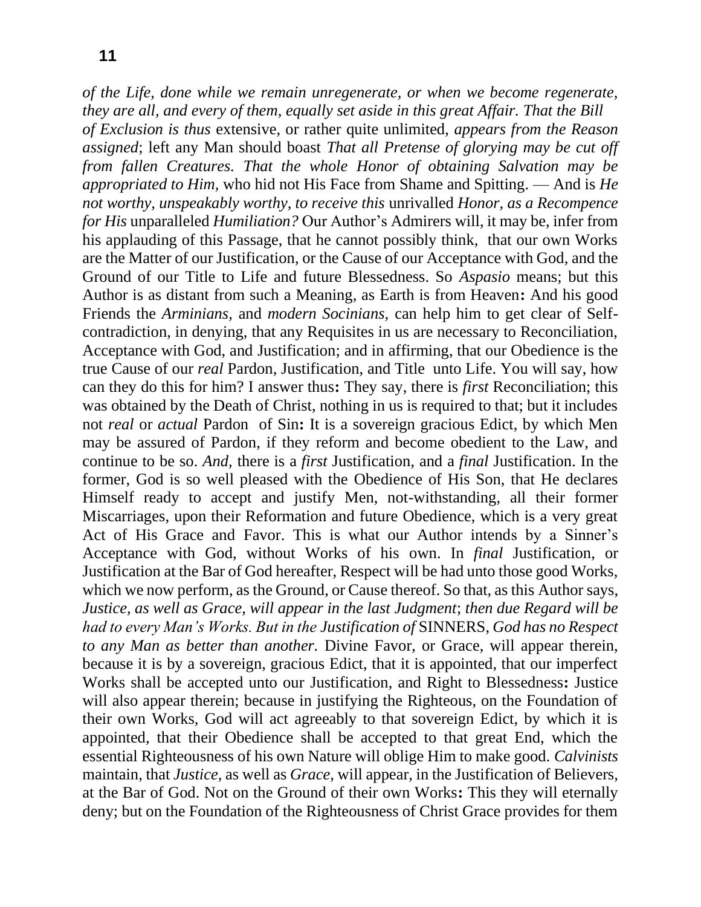*of the Life, done while we remain unregenerate, or when we become regenerate, they are all, and every of them, equally set aside in this great Affair. That the Bill of Exclusion is thus* extensive, or rather quite unlimited, *appears from the Reason assigned*; left any Man should boast *That all Pretense of glorying may be cut off from fallen Creatures. That the whole Honor of obtaining Salvation may be appropriated to Him,* who hid not His Face from Shame and Spitting. — And is *He not worthy, unspeakably worthy, to receive this* unrivalled *Honor, as a Recompence for His* unparalleled *Humiliation?* Our Author's Admirers will, it may be, infer from his applauding of this Passage, that he cannot possibly think, that our own Works are the Matter of our Justification, or the Cause of our Acceptance with God, and the Ground of our Title to Life and future Blessedness. So *Aspasio* means; but this Author is as distant from such a Meaning, as Earth is from Heaven**:** And his good Friends the *Arminians,* and *modern Socinians,* can help him to get clear of Self-contradiction, in denying, that any Requisites in us are necessary to Reconciliation, Acceptance with God, and Justification; and in affirming, that our Obedience is the true Cause of our *real* Pardon, Justification, and Title unto Life. You will say, how can they do this for him? I answer thus**:** They say, there is *first* Reconciliation; this was obtained by the Death of Christ, nothing in us is required to that; but it includes not *real* or *actual* Pardon of Sin**:** It is a sovereign gracious Edict, by which Men may be assured of Pardon, if they reform and become obedient to the Law, and continue to be so. *And,* there is a *first* Justification, and a *final* Justification. In the former, God is so well pleased with the Obedience of His Son, that He declares Himself ready to accept and justify Men, not-withstanding, all their former Miscarriages, upon their Reformation and future Obedience, which is a very great Act of His Grace and Favor. This is what our Author intends by a Sinner's Acceptance with God, without Works of his own. In *final* Justification, or Justification at the Bar of God hereafter, Respect will be had unto those good Works, which we now perform, as the Ground, or Cause thereof. So that, as this Author says, *Justice, as well as Grace, will appear in the last Judgment*; *then due Regard will be had to every Man's Works. But in the Justification of* SINNERS, *God has no Respect to any Man as better than another.* Divine Favor, or Grace, will appear therein, because it is by a sovereign, gracious Edict, that it is appointed, that our imperfect Works shall be accepted unto our Justification, and Right to Blessedness**:** Justice will also appear therein; because in justifying the Righteous, on the Foundation of their own Works, God will act agreeably to that sovereign Edict, by which it is appointed, that their Obedience shall be accepted to that great End, which the essential Righteousness of his own Nature will oblige Him to make good. *Calvinists* maintain, that *Justice,* as well as *Grace,* will appear, in the Justification of Believers, at the Bar of God. Not on the Ground of their own Works**:** This they will eternally deny; but on the Foundation of the Righteousness of Christ Grace provides for them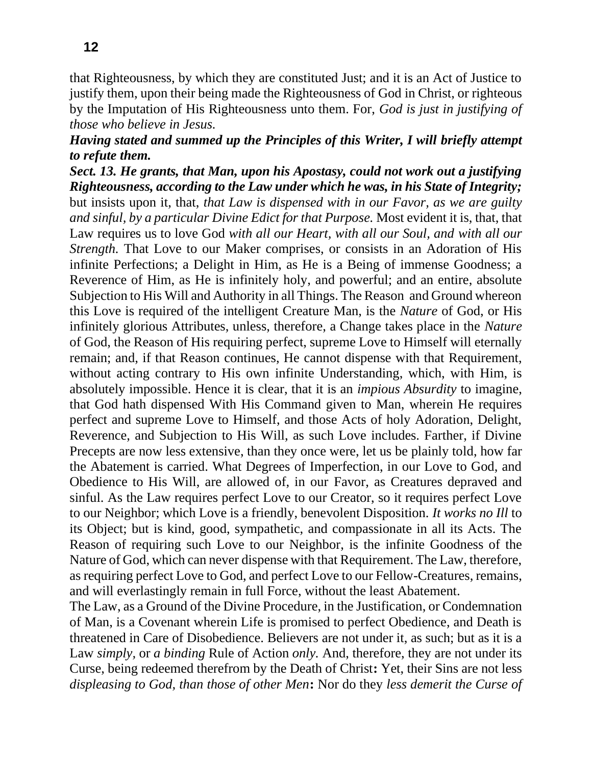that Righteousness, by which they are constituted Just; and it is an Act of Justice to justify them, upon their being made the Righteousness of God in Christ, or righteous by the Imputation of His Righteousness unto them. For, *God is just in justifying of those who believe in Jesus.*

***Having stated and summed up the Principles of this Writer, I will briefly attempt to refute them.***

***Sect. 13. He grants, that Man, upon his Apostasy, could not work out a justifying Righteousness, according to the Law under which he was, in his State of Integrity;*** but insists upon it, that, *that Law is dispensed with in our Favor, as we are guilty and sinful, by a particular Divine Edict for that Purpose.* Most evident it is, that, that Law requires us to love God *with all our Heart, with all our Soul, and with all our Strength.* That Love to our Maker comprises, or consists in an Adoration of His infinite Perfections; a Delight in Him, as He is a Being of immense Goodness; a Reverence of Him, as He is infinitely holy, and powerful; and an entire, absolute Subjection to His Will and Authority in all Things. The Reason and Ground whereon this Love is required of the intelligent Creature Man, is the *Nature* of God, or His infinitely glorious Attributes, unless, therefore, a Change takes place in the *Nature* of God, the Reason of His requiring perfect, supreme Love to Himself will eternally remain; and, if that Reason continues, He cannot dispense with that Requirement, without acting contrary to His own infinite Understanding, which, with Him, is absolutely impossible. Hence it is clear, that it is an *impious Absurdity* to imagine, that God hath dispensed With His Command given to Man, wherein He requires perfect and supreme Love to Himself, and those Acts of holy Adoration, Delight, Reverence, and Subjection to His Will, as such Love includes. Farther, if Divine Precepts are now less extensive, than they once were, let us be plainly told, how far the Abatement is carried. What Degrees of Imperfection, in our Love to God, and Obedience to His Will, are allowed of, in our Favor, as Creatures depraved and sinful. As the Law requires perfect Love to our Creator, so it requires perfect Love to our Neighbor; which Love is a friendly, benevolent Disposition. *It works no Ill* to its Object; but is kind, good, sympathetic, and compassionate in all its Acts. The Reason of requiring such Love to our Neighbor, is the infinite Goodness of the Nature of God, which can never dispense with that Requirement. The Law, therefore, as requiring perfect Love to God, and perfect Love to our Fellow-Creatures, remains, and will everlastingly remain in full Force, without the least Abatement.

The Law, as a Ground of the Divine Procedure, in the Justification, or Condemnation of Man, is a Covenant wherein Life is promised to perfect Obedience, and Death is threatened in Care of Disobedience. Believers are not under it, as such; but as it is a Law *simply*, or *a binding* Rule of Action *only.* And, therefore, they are not under its Curse, being redeemed therefrom by the Death of Christ**:** Yet, their Sins are not less *displeasing to God, than those of other Men***:** Nor do they *less demerit the Curse of*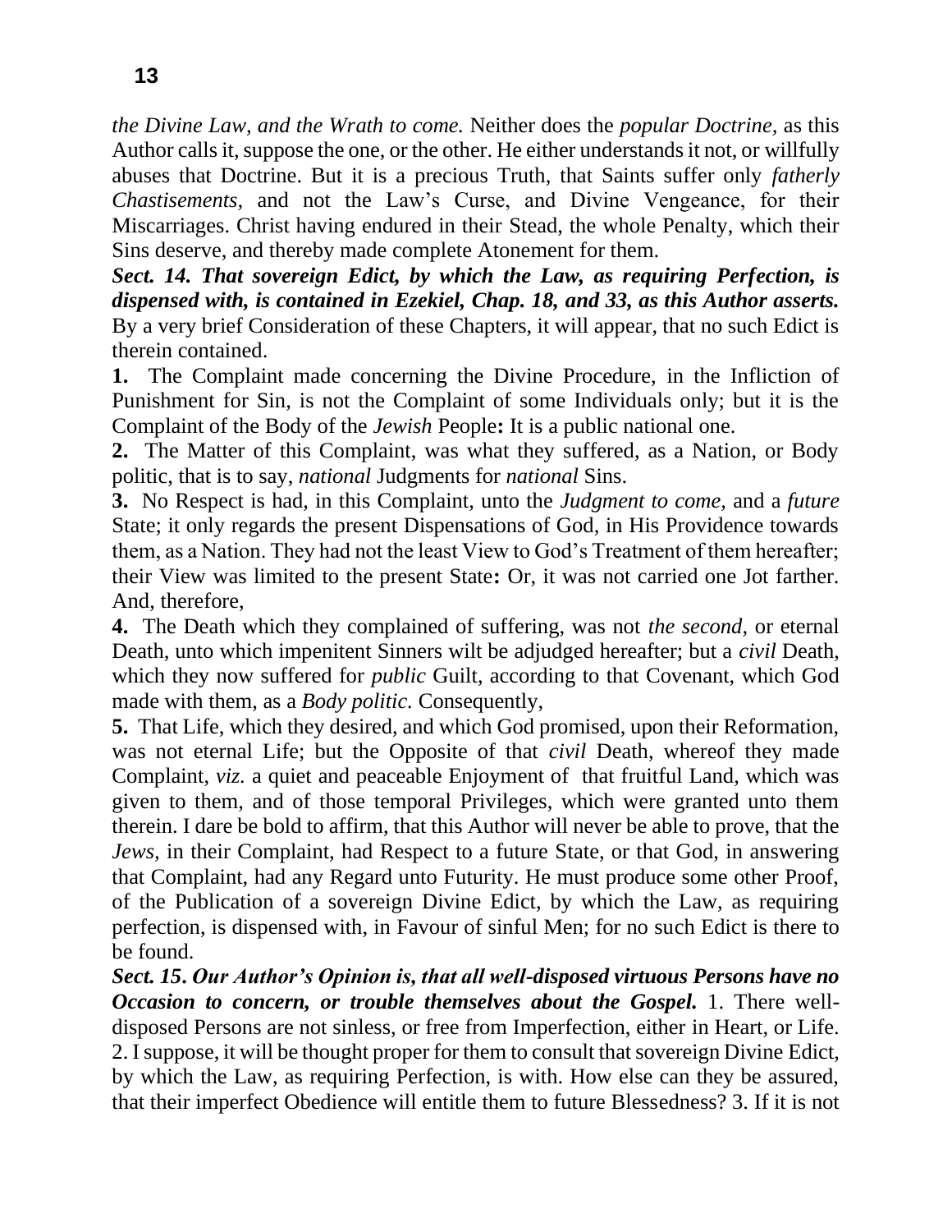*the Divine Law, and the Wrath to come.* Neither does the *popular Doctrine,* as this Author calls it, suppose the one, or the other. He either understands it not, or willfully abuses that Doctrine. But it is a precious Truth, that Saints suffer only *fatherly Chastisements,* and not the Law's Curse, and Divine Vengeance, for their Miscarriages. Christ having endured in their Stead, the whole Penalty, which their Sins deserve, and thereby made complete Atonement for them.

***Sect. 14. That sovereign Edict, by which the Law, as requiring Perfection, is dispensed with, is contained in Ezekiel, Chap. 18, and 33, as this Author asserts.*** By a very brief Consideration of these Chapters, it will appear, that no such Edict is therein contained.

**1.** The Complaint made concerning the Divine Procedure, in the Infliction of Punishment for Sin, is not the Complaint of some Individuals only; but it is the Complaint of the Body of the *Jewish* People**:** It is a public national one.

**2.** The Matter of this Complaint, was what they suffered, as a Nation, or Body politic, that is to say, *national* Judgments for *national* Sins.

**3.** No Respect is had, in this Complaint, unto the *Judgment to come,* and a *future* State; it only regards the present Dispensations of God, in His Providence towards them, as a Nation. They had not the least View to God's Treatment of them hereafter; their View was limited to the present State**:** Or, it was not carried one Jot farther. And, therefore,

**4.** The Death which they complained of suffering, was not *the second,* or eternal Death, unto which impenitent Sinners wilt be adjudged hereafter; but a *civil* Death, which they now suffered for *public* Guilt, according to that Covenant, which God made with them, as a *Body politic.* Consequently,

**5.** That Life, which they desired, and which God promised, upon their Reformation, was not eternal Life; but the Opposite of that *civil* Death, whereof they made Complaint, *viz.* a quiet and peaceable Enjoyment of that fruitful Land, which was given to them, and of those temporal Privileges, which were granted unto them therein. I dare be bold to affirm, that this Author will never be able to prove, that the *Jews,* in their Complaint, had Respect to a future State, or that God, in answering that Complaint, had any Regard unto Futurity. He must produce some other Proof, of the Publication of a sovereign Divine Edict, by which the Law, as requiring perfection, is dispensed with, in Favour of sinful Men; for no such Edict is there to be found.

***Sect. 15. Our Author's Opinion is, that all well-disposed virtuous Persons have no Occasion to concern, or trouble themselves about the Gospel.*** 1. There well-disposed Persons are not sinless, or free from Imperfection, either in Heart, or Life. 2. I suppose, it will be thought proper for them to consult that sovereign Divine Edict, by which the Law, as requiring Perfection, is with. How else can they be assured, that their imperfect Obedience will entitle them to future Blessedness? 3. If it is not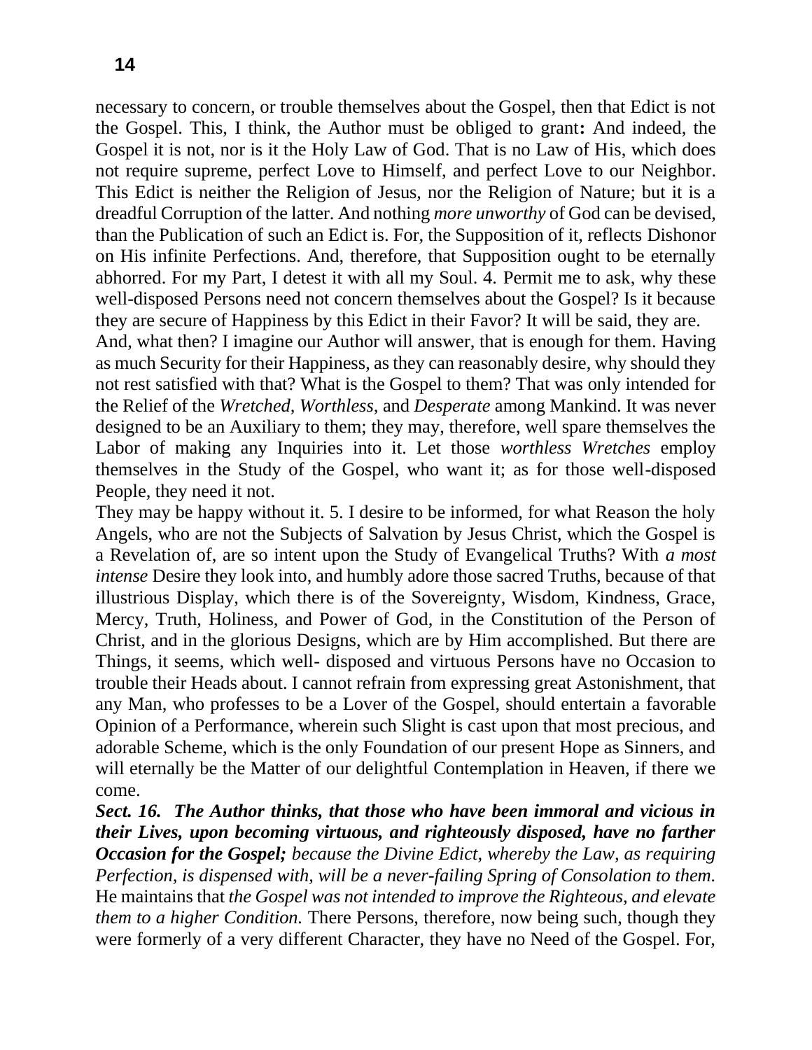necessary to concern, or trouble themselves about the Gospel, then that Edict is not the Gospel. This, I think, the Author must be obliged to grant**:** And indeed, the Gospel it is not, nor is it the Holy Law of God. That is no Law of His, which does not require supreme, perfect Love to Himself, and perfect Love to our Neighbor. This Edict is neither the Religion of Jesus, nor the Religion of Nature; but it is a dreadful Corruption of the latter. And nothing *more unworthy* of God can be devised, than the Publication of such an Edict is. For, the Supposition of it, reflects Dishonor on His infinite Perfections. And, therefore, that Supposition ought to be eternally abhorred. For my Part, I detest it with all my Soul. 4. Permit me to ask, why these well-disposed Persons need not concern themselves about the Gospel? Is it because they are secure of Happiness by this Edict in their Favor? It will be said, they are.

And, what then? I imagine our Author will answer, that is enough for them. Having as much Security for their Happiness, as they can reasonably desire, why should they not rest satisfied with that? What is the Gospel to them? That was only intended for the Relief of the *Wretched, Worthless,* and *Desperate* among Mankind. It was never designed to be an Auxiliary to them; they may, therefore, well spare themselves the Labor of making any Inquiries into it. Let those *worthless Wretches* employ themselves in the Study of the Gospel, who want it; as for those well-disposed People, they need it not.

They may be happy without it. 5. I desire to be informed, for what Reason the holy Angels, who are not the Subjects of Salvation by Jesus Christ, which the Gospel is a Revelation of, are so intent upon the Study of Evangelical Truths? With *a most intense* Desire they look into, and humbly adore those sacred Truths, because of that illustrious Display, which there is of the Sovereignty, Wisdom, Kindness, Grace, Mercy, Truth, Holiness, and Power of God, in the Constitution of the Person of Christ, and in the glorious Designs, which are by Him accomplished. But there are Things, it seems, which well- disposed and virtuous Persons have no Occasion to trouble their Heads about. I cannot refrain from expressing great Astonishment, that any Man, who professes to be a Lover of the Gospel, should entertain a favorable Opinion of a Performance, wherein such Slight is cast upon that most precious, and adorable Scheme, which is the only Foundation of our present Hope as Sinners, and will eternally be the Matter of our delightful Contemplation in Heaven, if there we come.

***Sect. 16. The Author thinks, that those who have been immoral and vicious in their Lives, upon becoming virtuous, and righteously disposed, have no farther Occasion for the Gospel;*** *because the Divine Edict, whereby the Law, as requiring Perfection, is dispensed with, will be a never-failing Spring of Consolation to them.* He maintains that *the Gospel was not intended to improve the Righteous, and elevate them to a higher Condition.* There Persons, therefore, now being such, though they were formerly of a very different Character, they have no Need of the Gospel. For,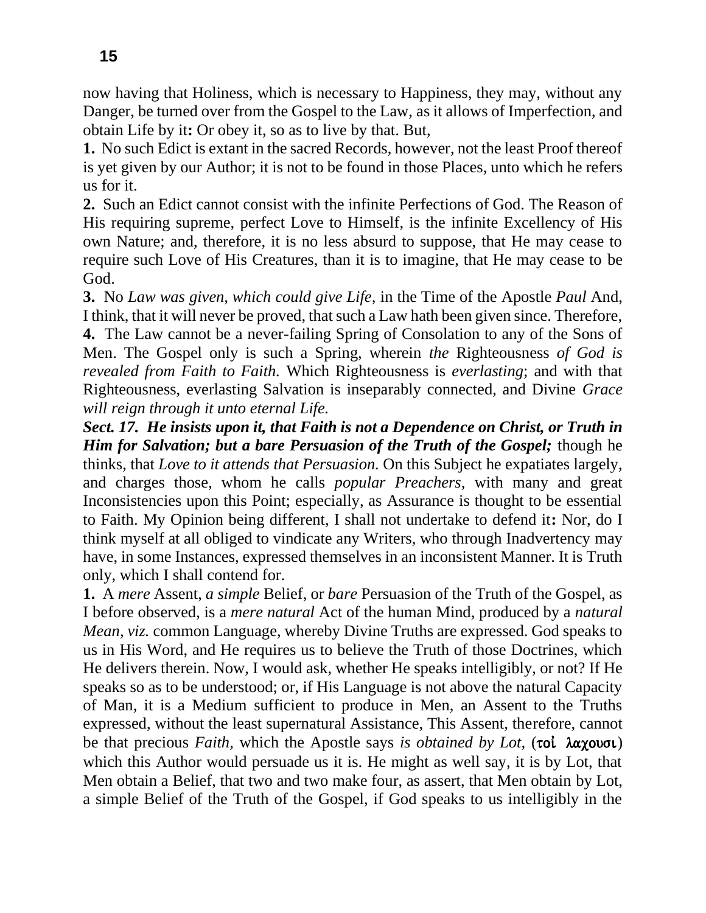now having that Holiness, which is necessary to Happiness, they may, without any Danger, be turned over from the Gospel to the Law, as it allows of Imperfection, and obtain Life by it**:** Or obey it, so as to live by that. But,

**1.** No such Edict is extant in the sacred Records, however, not the least Proof thereof is yet given by our Author; it is not to be found in those Places, unto which he refers us for it.

**2.** Such an Edict cannot consist with the infinite Perfections of God. The Reason of His requiring supreme, perfect Love to Himself, is the infinite Excellency of His own Nature; and, therefore, it is no less absurd to suppose, that He may cease to require such Love of His Creatures, than it is to imagine, that He may cease to be God.

**3.** No *Law was given, which could give Life,* in the Time of the Apostle *Paul* And, I think, that it will never be proved, that such a Law hath been given since. Therefore,

**4.** The Law cannot be a never-failing Spring of Consolation to any of the Sons of Men. The Gospel only is such a Spring, wherein *the* Righteousness *of God is revealed from Faith to Faith.* Which Righteousness is *everlasting*; and with that Righteousness, everlasting Salvation is inseparably connected, and Divine *Grace will reign through it unto eternal Life.*

***Sect. 17. He insists upon it, that Faith is not a Dependence on Christ, or Truth in Him for Salvation; but a bare Persuasion of the Truth of the Gospel;*** though he thinks, that *Love to it attends that Persuasion.* On this Subject he expatiates largely, and charges those, whom he calls *popular Preachers,* with many and great Inconsistencies upon this Point; especially, as Assurance is thought to be essential to Faith. My Opinion being different, I shall not undertake to defend it**:** Nor, do I think myself at all obliged to vindicate any Writers, who through Inadvertency may have, in some Instances, expressed themselves in an inconsistent Manner. It is Truth only, which I shall contend for.

**1.** A *mere* Assent, *a simple* Belief, or *bare* Persuasion of the Truth of the Gospel, as I before observed, is a *mere natural* Act of the human Mind, produced by a *natural Mean, viz.* common Language, whereby Divine Truths are expressed. God speaks to us in His Word, and He requires us to believe the Truth of those Doctrines, which He delivers therein. Now, I would ask, whether He speaks intelligibly, or not? If He speaks so as to be understood; or, if His Language is not above the natural Capacity of Man, it is a Medium sufficient to produce in Men, an Assent to the Truths expressed, without the least supernatural Assistance, This Assent, therefore, cannot be that precious *Faith,* which the Apostle says *is obtained by Lot,* (**τοὶ λαχουσι**) which this Author would persuade us it is. He might as well say, it is by Lot, that Men obtain a Belief, that two and two make four, as assert, that Men obtain by Lot, a simple Belief of the Truth of the Gospel, if God speaks to us intelligibly in the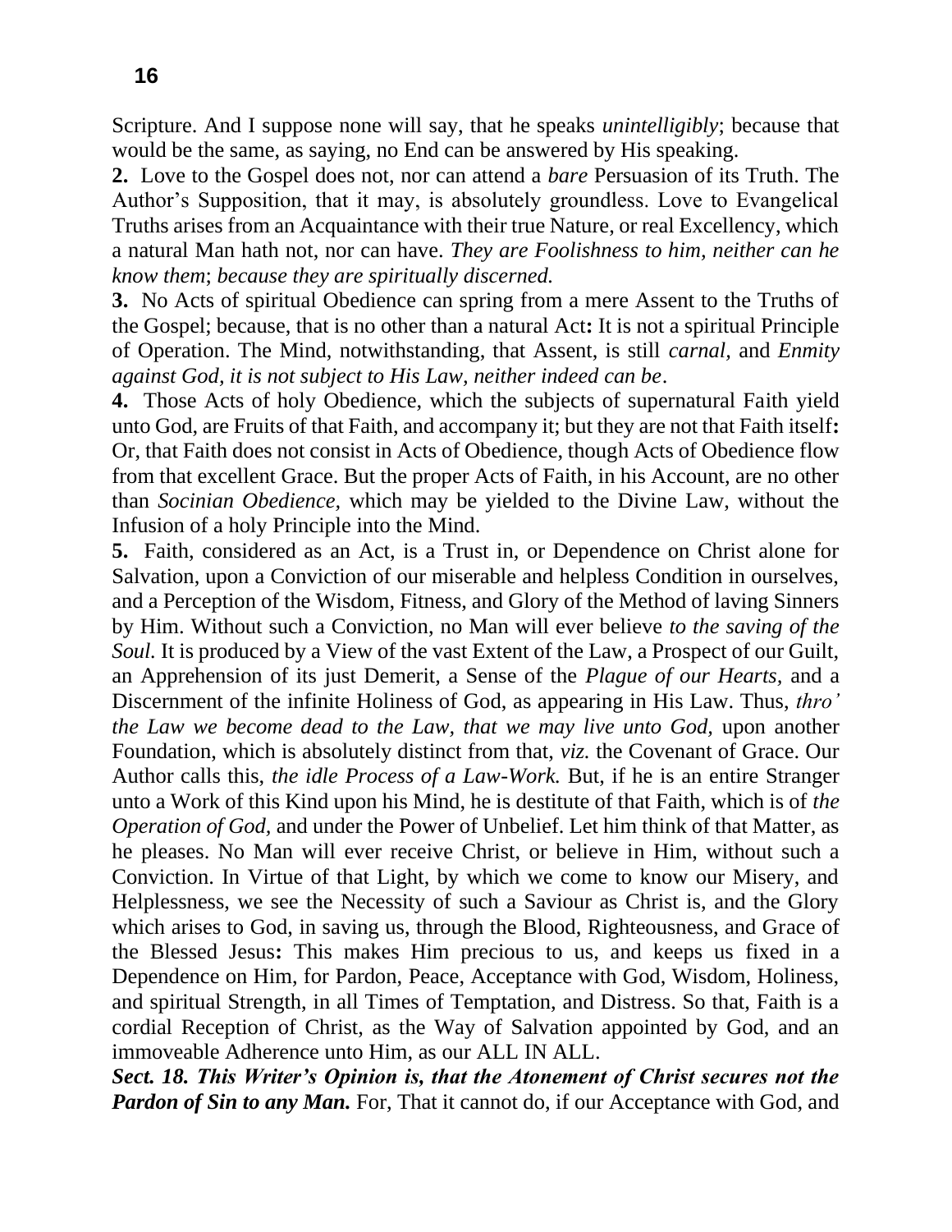Scripture. And I suppose none will say, that he speaks *unintelligibly*; because that would be the same, as saying, no End can be answered by His speaking.

**2.** Love to the Gospel does not, nor can attend a *bare* Persuasion of its Truth. The Author's Supposition, that it may, is absolutely groundless. Love to Evangelical Truths arises from an Acquaintance with their true Nature, or real Excellency, which a natural Man hath not, nor can have. *They are Foolishness to him, neither can he know them*; *because they are spiritually discerned.*

**3.** No Acts of spiritual Obedience can spring from a mere Assent to the Truths of the Gospel; because, that is no other than a natural Act**:** It is not a spiritual Principle of Operation. The Mind, notwithstanding, that Assent, is still *carnal,* and *Enmity against God, it is not subject to His Law, neither indeed can be*.

**4.** Those Acts of holy Obedience, which the subjects of supernatural Faith yield unto God, are Fruits of that Faith, and accompany it; but they are not that Faith itself**:** Or, that Faith does not consist in Acts of Obedience, though Acts of Obedience flow from that excellent Grace. But the proper Acts of Faith, in his Account, are no other than *Socinian Obedience,* which may be yielded to the Divine Law, without the Infusion of a holy Principle into the Mind.

**5.** Faith, considered as an Act, is a Trust in, or Dependence on Christ alone for Salvation, upon a Conviction of our miserable and helpless Condition in ourselves, and a Perception of the Wisdom, Fitness, and Glory of the Method of laving Sinners by Him. Without such a Conviction, no Man will ever believe *to the saving of the Soul.* It is produced by a View of the vast Extent of the Law, a Prospect of our Guilt, an Apprehension of its just Demerit, a Sense of the *Plague of our Hearts,* and a Discernment of the infinite Holiness of God, as appearing in His Law. Thus, *thro' the Law we become dead to the Law, that we may live unto God,* upon another Foundation, which is absolutely distinct from that, *viz.* the Covenant of Grace. Our Author calls this, *the idle Process of a Law-Work.* But, if he is an entire Stranger unto a Work of this Kind upon his Mind, he is destitute of that Faith, which is of *the Operation of God,* and under the Power of Unbelief. Let him think of that Matter, as he pleases. No Man will ever receive Christ, or believe in Him, without such a Conviction. In Virtue of that Light, by which we come to know our Misery, and Helplessness, we see the Necessity of such a Saviour as Christ is, and the Glory which arises to God, in saving us, through the Blood, Righteousness, and Grace of the Blessed Jesus**:** This makes Him precious to us, and keeps us fixed in a Dependence on Him, for Pardon, Peace, Acceptance with God, Wisdom, Holiness, and spiritual Strength, in all Times of Temptation, and Distress. So that, Faith is a cordial Reception of Christ, as the Way of Salvation appointed by God, and an immoveable Adherence unto Him, as our ALL IN ALL.

***Sect. 18. This Writer's Opinion is, that the Atonement of Christ secures not the Pardon of Sin to any Man.*** For, That it cannot do, if our Acceptance with God, and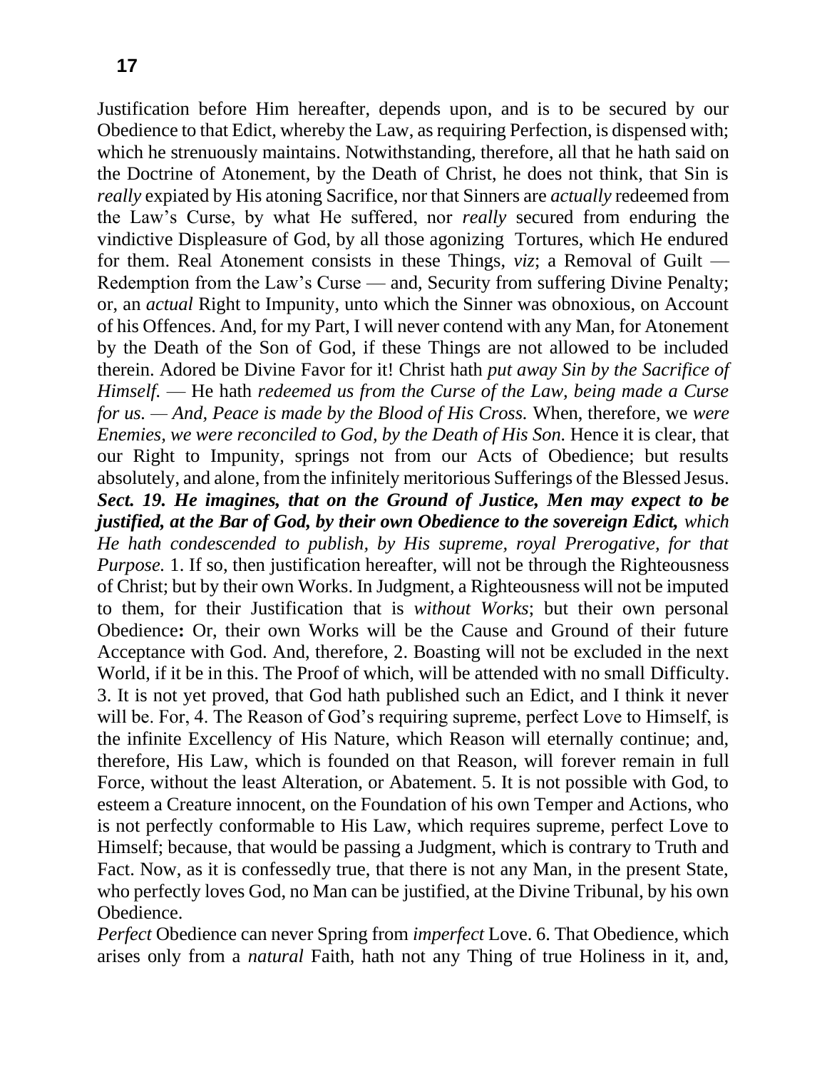Justification before Him hereafter, depends upon, and is to be secured by our Obedience to that Edict, whereby the Law, as requiring Perfection, is dispensed with; which he strenuously maintains. Notwithstanding, therefore, all that he hath said on the Doctrine of Atonement, by the Death of Christ, he does not think, that Sin is *really* expiated by His atoning Sacrifice, nor that Sinners are *actually* redeemed from the Law's Curse, by what He suffered, nor *really* secured from enduring the vindictive Displeasure of God, by all those agonizing Tortures, which He endured for them. Real Atonement consists in these Things, *viz*; a Removal of Guilt — Redemption from the Law's Curse — and, Security from suffering Divine Penalty; or, an *actual* Right to Impunity, unto which the Sinner was obnoxious, on Account of his Offences. And, for my Part, I will never contend with any Man, for Atonement by the Death of the Son of God, if these Things are not allowed to be included therein. Adored be Divine Favor for it! Christ hath *put away Sin by the Sacrifice of Himself.* — He hath *redeemed us from the Curse of the Law, being made a Curse for us. — And, Peace is made by the Blood of His Cross.* When, therefore, we *were Enemies, we were reconciled to God, by the Death of His Son.* Hence it is clear, that our Right to Impunity, springs not from our Acts of Obedience; but results absolutely, and alone, from the infinitely meritorious Sufferings of the Blessed Jesus.

***Sect. 19. He imagines, that on the Ground of Justice, Men may expect to be justified, at the Bar of God, by their own Obedience to the sovereign Edict,*** *which He hath condescended to publish, by His supreme, royal Prerogative, for that Purpose.* 1. If so, then justification hereafter, will not be through the Righteousness of Christ; but by their own Works. In Judgment, a Righteousness will not be imputed to them, for their Justification that is *without Works*; but their own personal Obedience**:** Or, their own Works will be the Cause and Ground of their future Acceptance with God. And, therefore, 2. Boasting will not be excluded in the next World, if it be in this. The Proof of which, will be attended with no small Difficulty. 3. It is not yet proved, that God hath published such an Edict, and I think it never will be. For, 4. The Reason of God's requiring supreme, perfect Love to Himself, is the infinite Excellency of His Nature, which Reason will eternally continue; and, therefore, His Law, which is founded on that Reason, will forever remain in full Force, without the least Alteration, or Abatement. 5. It is not possible with God, to esteem a Creature innocent, on the Foundation of his own Temper and Actions, who is not perfectly conformable to His Law, which requires supreme, perfect Love to Himself; because, that would be passing a Judgment, which is contrary to Truth and Fact. Now, as it is confessedly true, that there is not any Man, in the present State, who perfectly loves God, no Man can be justified, at the Divine Tribunal, by his own Obedience.

*Perfect* Obedience can never Spring from *imperfect* Love. 6. That Obedience, which arises only from a *natural* Faith, hath not any Thing of true Holiness in it, and,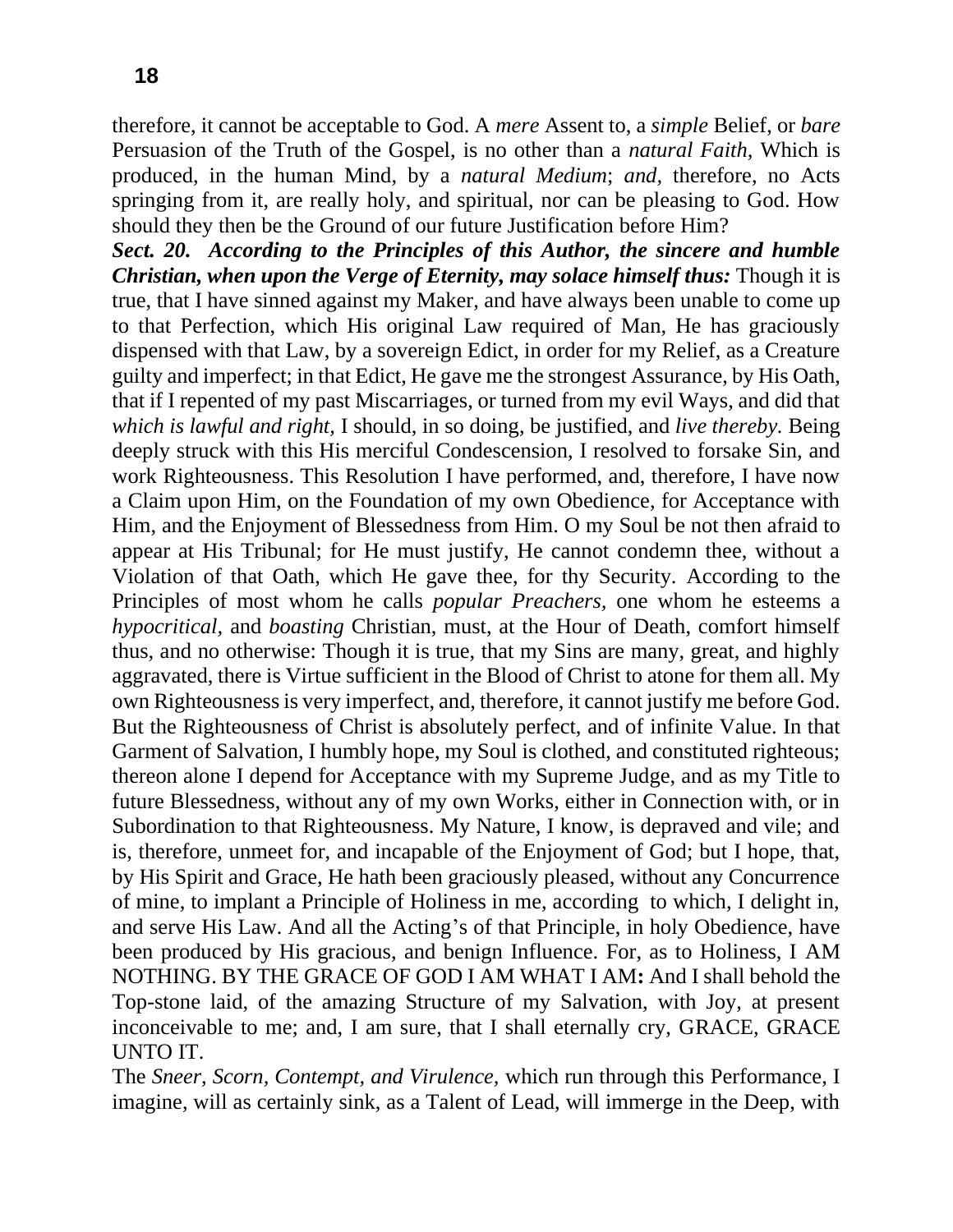therefore, it cannot be acceptable to God. A *mere* Assent to, a *simple* Belief, or *bare* Persuasion of the Truth of the Gospel, is no other than a *natural Faith,* Which is produced, in the human Mind, by a *natural Medium*; *and,* therefore, no Acts springing from it, are really holy, and spiritual, nor can be pleasing to God. How should they then be the Ground of our future Justification before Him?

***Sect. 20. According to the Principles of this Author, the sincere and humble Christian, when upon the Verge of Eternity, may solace himself thus:*** Though it is true, that I have sinned against my Maker, and have always been unable to come up to that Perfection, which His original Law required of Man, He has graciously dispensed with that Law, by a sovereign Edict, in order for my Relief, as a Creature guilty and imperfect; in that Edict, He gave me the strongest Assurance, by His Oath, that if I repented of my past Miscarriages, or turned from my evil Ways, and did that *which is lawful and right,* I should, in so doing, be justified, and *live thereby.* Being deeply struck with this His merciful Condescension, I resolved to forsake Sin, and work Righteousness. This Resolution I have performed, and, therefore, I have now a Claim upon Him, on the Foundation of my own Obedience, for Acceptance with Him, and the Enjoyment of Blessedness from Him. O my Soul be not then afraid to appear at His Tribunal; for He must justify, He cannot condemn thee, without a Violation of that Oath, which He gave thee, for thy Security. According to the Principles of most whom he calls *popular Preachers,* one whom he esteems a *hypocritical,* and *boasting* Christian, must, at the Hour of Death, comfort himself thus, and no otherwise: Though it is true, that my Sins are many, great, and highly aggravated, there is Virtue sufficient in the Blood of Christ to atone for them all. My own Righteousness is very imperfect, and, therefore, it cannot justify me before God. But the Righteousness of Christ is absolutely perfect, and of infinite Value. In that Garment of Salvation, I humbly hope, my Soul is clothed, and constituted righteous; thereon alone I depend for Acceptance with my Supreme Judge, and as my Title to future Blessedness, without any of my own Works, either in Connection with, or in Subordination to that Righteousness. My Nature, I know, is depraved and vile; and is, therefore, unmeet for, and incapable of the Enjoyment of God; but I hope, that, by His Spirit and Grace, He hath been graciously pleased, without any Concurrence of mine, to implant a Principle of Holiness in me, according to which, I delight in, and serve His Law. And all the Acting's of that Principle, in holy Obedience, have been produced by His gracious, and benign Influence. For, as to Holiness, I AM NOTHING. BY THE GRACE OF GOD I AM WHAT I AM**:** And I shall behold the Top-stone laid, of the amazing Structure of my Salvation, with Joy, at present inconceivable to me; and, I am sure, that I shall eternally cry, GRACE, GRACE UNTO IT.

The *Sneer, Scorn, Contempt, and Virulence,* which run through this Performance, I imagine, will as certainly sink, as a Talent of Lead, will immerge in the Deep, with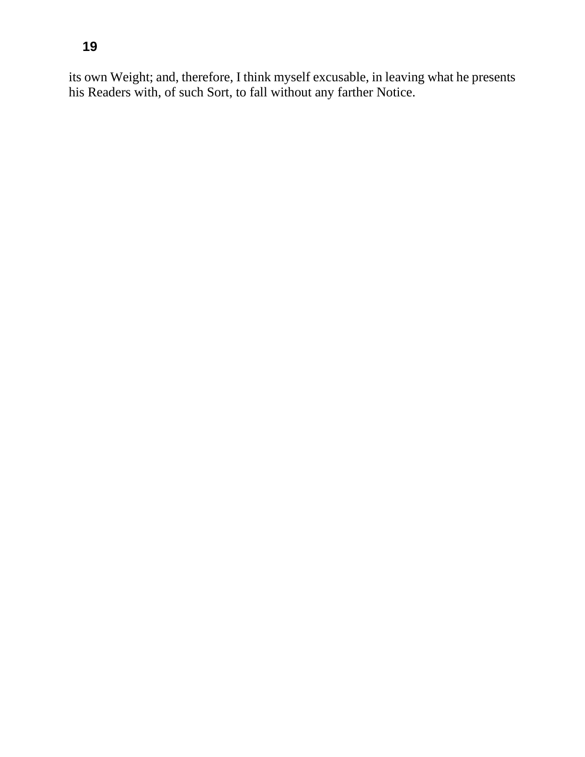its own Weight; and, therefore, I think myself excusable, in leaving what he presents his Readers with, of such Sort, to fall without any farther Notice.